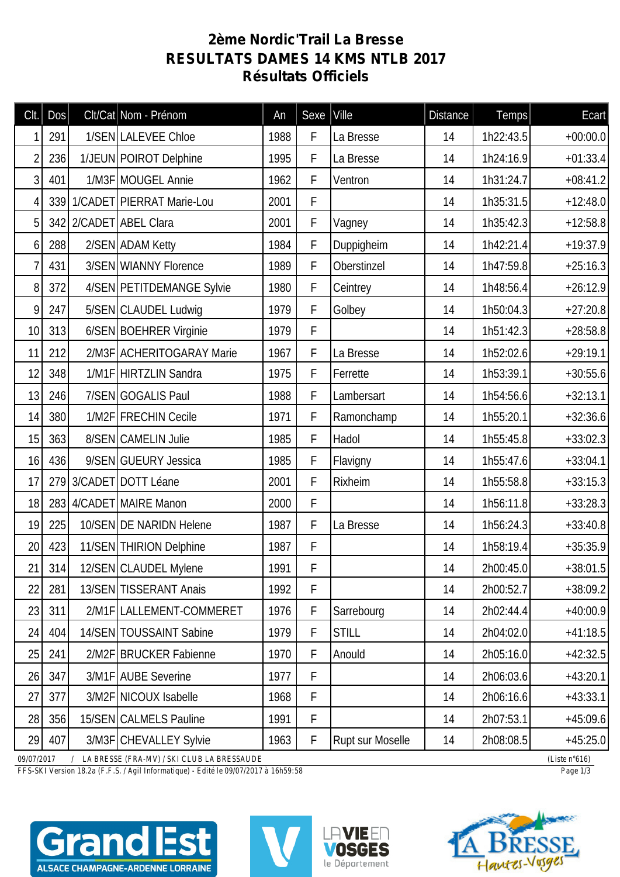# 2ème Nordic'Trail La Bresse
## RESULTATS DAMES 14 KMS NTLB 2017
## Résultats Officiels

| Clt. | Dos | Clt/Cat | Nom - Prénom | An | Sexe | Ville | Distance | Temps | Ecart |
|---|---|---|---|---|---|---|---|---|---|
| 1 | 291 | 1/SEN | LALEVEE Chloe | 1988 | F | La Bresse | 14 | 1h22:43.5 | +00:00.0 |
| 2 | 236 | 1/JEUN | POIROT Delphine | 1995 | F | La Bresse | 14 | 1h24:16.9 | +01:33.4 |
| 3 | 401 | 1/M3F | MOUGEL Annie | 1962 | F | Ventron | 14 | 1h31:24.7 | +08:41.2 |
| 4 | 339 | 1/CADET | PIERRAT Marie-Lou | 2001 | F | | 14 | 1h35:31.5 | +12:48.0 |
| 5 | 342 | 2/CADET | ABEL Clara | 2001 | F | Vagney | 14 | 1h35:42.3 | +12:58.8 |
| 6 | 288 | 2/SEN | ADAM Ketty | 1984 | F | Duppigheim | 14 | 1h42:21.4 | +19:37.9 |
| 7 | 431 | 3/SEN | WIANNY Florence | 1989 | F | Oberstinzel | 14 | 1h47:59.8 | +25:16.3 |
| 8 | 372 | 4/SEN | PETITDEMANGE Sylvie | 1980 | F | Ceintrey | 14 | 1h48:56.4 | +26:12.9 |
| 9 | 247 | 5/SEN | CLAUDEL Ludwig | 1979 | F | Golbey | 14 | 1h50:04.3 | +27:20.8 |
| 10 | 313 | 6/SEN | BOEHRER Virginie | 1979 | F | | 14 | 1h51:42.3 | +28:58.8 |
| 11 | 212 | 2/M3F | ACHERITOGARAY Marie | 1967 | F | La Bresse | 14 | 1h52:02.6 | +29:19.1 |
| 12 | 348 | 1/M1F | HIRTZLIN Sandra | 1975 | F | Ferrette | 14 | 1h53:39.1 | +30:55.6 |
| 13 | 246 | 7/SEN | GOGALIS Paul | 1988 | F | Lambersart | 14 | 1h54:56.6 | +32:13.1 |
| 14 | 380 | 1/M2F | FRECHIN Cecile | 1971 | F | Ramonchamp | 14 | 1h55:20.1 | +32:36.6 |
| 15 | 363 | 8/SEN | CAMELIN Julie | 1985 | F | Hadol | 14 | 1h55:45.8 | +33:02.3 |
| 16 | 436 | 9/SEN | GUEURY Jessica | 1985 | F | Flavigny | 14 | 1h55:47.6 | +33:04.1 |
| 17 | 279 | 3/CADET | DOTT Léane | 2001 | F | Rixheim | 14 | 1h55:58.8 | +33:15.3 |
| 18 | 283 | 4/CADET | MAIRE Manon | 2000 | F | | 14 | 1h56:11.8 | +33:28.3 |
| 19 | 225 | 10/SEN | DE NARIDN Helene | 1987 | F | La Bresse | 14 | 1h56:24.3 | +33:40.8 |
| 20 | 423 | 11/SEN | THIRION Delphine | 1987 | F | | 14 | 1h58:19.4 | +35:35.9 |
| 21 | 314 | 12/SEN | CLAUDEL Mylene | 1991 | F | | 14 | 2h00:45.0 | +38:01.5 |
| 22 | 281 | 13/SEN | TISSERANT Anais | 1992 | F | | 14 | 2h00:52.7 | +38:09.2 |
| 23 | 311 | 2/M1F | LALLEMENT-COMMERET | 1976 | F | Sarrebourg | 14 | 2h02:44.4 | +40:00.9 |
| 24 | 404 | 14/SEN | TOUSSAINT Sabine | 1979 | F | STILL | 14 | 2h04:02.0 | +41:18.5 |
| 25 | 241 | 2/M2F | BRUCKER Fabienne | 1970 | F | Anould | 14 | 2h05:16.0 | +42:32.5 |
| 26 | 347 | 3/M1F | AUBE Severine | 1977 | F | | 14 | 2h06:03.6 | +43:20.1 |
| 27 | 377 | 3/M2F | NICOUX Isabelle | 1968 | F | | 14 | 2h06:16.6 | +43:33.1 |
| 28 | 356 | 15/SEN | CALMELS Pauline | 1991 | F | | 14 | 2h07:53.1 | +45:09.6 |
| 29 | 407 | 3/M3F | CHEVALLEY Sylvie | 1963 | F | Rupt sur Moselle | 14 | 2h08:08.5 | +45:25.0 |

09/07/2017 / LA BRESSE (FRA-MV) / SKI CLUB LA BRESSAUDE (Liste n°616)

FFS-SKI Version 18.2a (F.F.S. / Agil Informatique) - Edité le 09/07/2017 à 16h59:58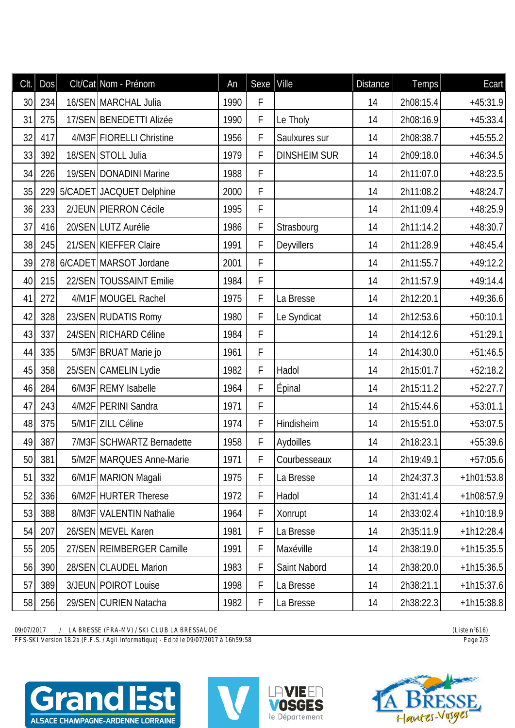| Clt. | Dos | Clt/Cat | Nom - Prénom | An | Sexe | Ville | Distance | Temps | Ecart |
|---|---|---|---|---|---|---|---|---|---|
| 30 | 234 | 16/SEN | MARCHAL Julia | 1990 | F | | 14 | 2h08:15.4 | +45:31.9 |
| 31 | 275 | 17/SEN | BENEDETTI Alizée | 1990 | F | Le Tholy | 14 | 2h08:16.9 | +45:33.4 |
| 32 | 417 | 4/M3F | FIORELLI Christine | 1956 | F | Saulxures sur | 14 | 2h08:38.7 | +45:55.2 |
| 33 | 392 | 18/SEN | STOLL Julia | 1979 | F | DINSHEIM SUR | 14 | 2h09:18.0 | +46:34.5 |
| 34 | 226 | 19/SEN | DONADINI Marine | 1988 | F | | 14 | 2h11:07.0 | +48:23.5 |
| 35 | 229 | 5/CADET | JACQUET Delphine | 2000 | F | | 14 | 2h11:08.2 | +48:24.7 |
| 36 | 233 | 2/JEUN | PIERRON Cécile | 1995 | F | | 14 | 2h11:09.4 | +48:25.9 |
| 37 | 416 | 20/SEN | LUTZ Aurélie | 1986 | F | Strasbourg | 14 | 2h11:14.2 | +48:30.7 |
| 38 | 245 | 21/SEN | KIEFFER Claire | 1991 | F | Deyvillers | 14 | 2h11:28.9 | +48:45.4 |
| 39 | 278 | 6/CADET | MARSOT Jordane | 2001 | F | | 14 | 2h11:55.7 | +49:12.2 |
| 40 | 215 | 22/SEN | TOUSSAINT Emilie | 1984 | F | | 14 | 2h11:57.9 | +49:14.4 |
| 41 | 272 | 4/M1F | MOUGEL Rachel | 1975 | F | La Bresse | 14 | 2h12:20.1 | +49:36.6 |
| 42 | 328 | 23/SEN | RUDATIS Romy | 1980 | F | Le Syndicat | 14 | 2h12:53.6 | +50:10.1 |
| 43 | 337 | 24/SEN | RICHARD Céline | 1984 | F | | 14 | 2h14:12.6 | +51:29.1 |
| 44 | 335 | 5/M3F | BRUAT Marie jo | 1961 | F | | 14 | 2h14:30.0 | +51:46.5 |
| 45 | 358 | 25/SEN | CAMELIN Lydie | 1982 | F | Hadol | 14 | 2h15:01.7 | +52:18.2 |
| 46 | 284 | 6/M3F | REMY Isabelle | 1964 | F | Épinal | 14 | 2h15:11.2 | +52:27.7 |
| 47 | 243 | 4/M2F | PERINI Sandra | 1971 | F | | 14 | 2h15:44.6 | +53:01.1 |
| 48 | 375 | 5/M1F | ZILL Céline | 1974 | F | Hindisheim | 14 | 2h15:51.0 | +53:07.5 |
| 49 | 387 | 7/M3F | SCHWARTZ Bernadette | 1958 | F | Aydoilles | 14 | 2h18:23.1 | +55:39.6 |
| 50 | 381 | 5/M2F | MARQUES Anne-Marie | 1971 | F | Courbesseaux | 14 | 2h19:49.1 | +57:05.6 |
| 51 | 332 | 6/M1F | MARION Magali | 1975 | F | La Bresse | 14 | 2h24:37.3 | +1h01:53.8 |
| 52 | 336 | 6/M2F | HURTER Therese | 1972 | F | Hadol | 14 | 2h31:41.4 | +1h08:57.9 |
| 53 | 388 | 8/M3F | VALENTIN Nathalie | 1964 | F | Xonrupt | 14 | 2h33:02.4 | +1h10:18.9 |
| 54 | 207 | 26/SEN | MEVEL Karen | 1981 | F | La Bresse | 14 | 2h35:11.9 | +1h12:28.4 |
| 55 | 205 | 27/SEN | REIMBERGER Camille | 1991 | F | Maxéville | 14 | 2h38:19.0 | +1h15:35.5 |
| 56 | 390 | 28/SEN | CLAUDEL Marion | 1983 | F | Saint Nabord | 14 | 2h38:20.0 | +1h15:36.5 |
| 57 | 389 | 3/JEUN | POIROT Louise | 1998 | F | La Bresse | 14 | 2h38:21.1 | +1h15:37.6 |
| 58 | 256 | 29/SEN | CURIEN Natacha | 1982 | F | La Bresse | 14 | 2h38:22.3 | +1h15:38.8 |

09/07/2017 / LA BRESSE (FRA-MV) / SKI CLUB LA BRESSAUDE (Liste n°616)
FFS-SKI Version 18.2a (F.F.S. / Agil Informatique) - Edité le 09/07/2017 à 16h59:58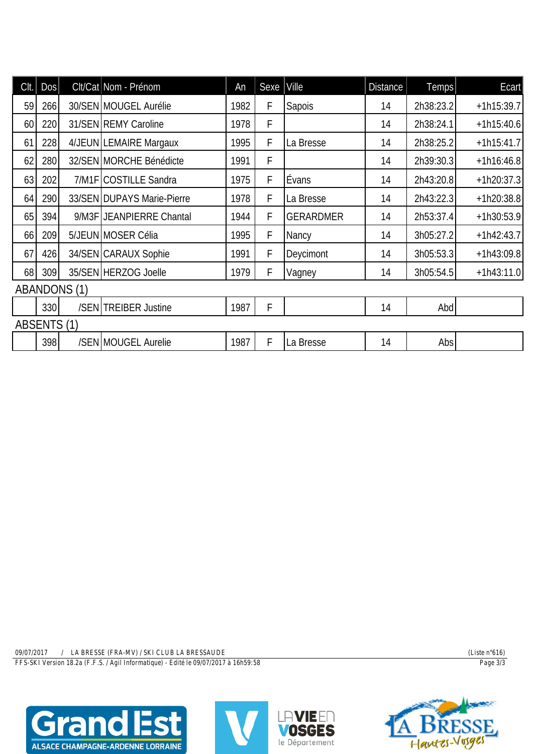| Clt. | Dos | Clt/Cat | Nom - Prénom | An | Sexe | Ville | Distance | Temps | Ecart |
|---|---|---|---|---|---|---|---|---|---|
| 59 | 266 | 30/SEN | MOUGEL Aurélie | 1982 | F | Sapois | 14 | 2h38:23.2 | +1h15:39.7 |
| 60 | 220 | 31/SEN | REMY Caroline | 1978 | F | | 14 | 2h38:24.1 | +1h15:40.6 |
| 61 | 228 | 4/JEUN | LEMAIRE Margaux | 1995 | F | La Bresse | 14 | 2h38:25.2 | +1h15:41.7 |
| 62 | 280 | 32/SEN | MORCHE Bénédicte | 1991 | F | | 14 | 2h39:30.3 | +1h16:46.8 |
| 63 | 202 | 7/M1F | COSTILLE Sandra | 1975 | F | Évans | 14 | 2h43:20.8 | +1h20:37.3 |
| 64 | 290 | 33/SEN | DUPAYS Marie-Pierre | 1978 | F | La Bresse | 14 | 2h43:22.3 | +1h20:38.8 |
| 65 | 394 | 9/M3F | JEANPIERRE Chantal | 1944 | F | GERARDMER | 14 | 2h53:37.4 | +1h30:53.9 |
| 66 | 209 | 5/JEUN | MOSER Célia | 1995 | F | Nancy | 14 | 3h05:27.2 | +1h42:43.7 |
| 67 | 426 | 34/SEN | CARAUX Sophie | 1991 | F | Deycimont | 14 | 3h05:53.3 | +1h43:09.8 |
| 68 | 309 | 35/SEN | HERZOG Joelle | 1979 | F | Vagney | 14 | 3h05:54.5 | +1h43:11.0 |
| **ABANDONS (1)** | | | | | | | | | |
| | 330 | /SEN | TREIBER Justine | 1987 | F | | 14 | Abd | |
| **ABSENTS (1)** | | | | | | | | | |
| | 398 | /SEN | MOUGEL Aurelie | 1987 | F | La Bresse | 14 | Abs | |

09/07/2017 / LA BRESSE (FRA-MV) / SKI CLUB LA BRESSAUDE (Liste n°616)

FFS-SKI Version 18.2a (F.F.S. / Agil Informatique) - Edité le 09/07/2017 à 16h59:58